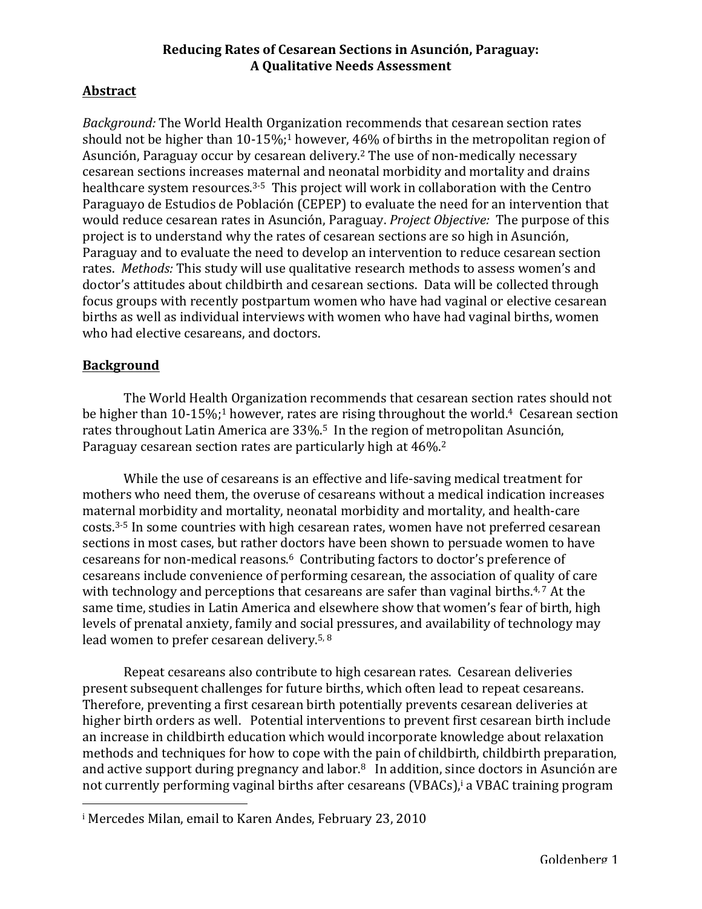**Reducing Rates of Cesarean Sections in Asunción, Paraguay: A Qualitative Needs Assessment**

## Abstract

*Background:* The World Health Organization recommends that cesarean section rates should not be higher than 10-15%;[1] however, 46% of births in the metropolitan region of Asunción, Paraguay occur by cesarean delivery.[2] The use of non-medically necessary cesarean sections increases maternal and neonatal morbidity and mortality and drains healthcare system resources.[3-5] This project will work in collaboration with the Centro Paraguayo de Estudios de Población (CEPEP) to evaluate the need for an intervention that would reduce cesarean rates in Asunción, Paraguay. *Project Objective:* The purpose of this project is to understand why the rates of cesarean sections are so high in Asunción, Paraguay and to evaluate the need to develop an intervention to reduce cesarean section rates. *Methods:* This study will use qualitative research methods to assess women's and doctor's attitudes about childbirth and cesarean sections. Data will be collected through focus groups with recently postpartum women who have had vaginal or elective cesarean births as well as individual interviews with women who have had vaginal births, women who had elective cesareans, and doctors.

## Background

The World Health Organization recommends that cesarean section rates should not be higher than 10-15%;[1] however, rates are rising throughout the world.[4] Cesarean section rates throughout Latin America are 33%.[5] In the region of metropolitan Asunción, Paraguay cesarean section rates are particularly high at 46%.[2]

While the use of cesareans is an effective and life-saving medical treatment for mothers who need them, the overuse of cesareans without a medical indication increases maternal morbidity and mortality, neonatal morbidity and mortality, and health-care costs.[3-5] In some countries with high cesarean rates, women have not preferred cesarean sections in most cases, but rather doctors have been shown to persuade women to have cesareans for non-medical reasons.[6] Contributing factors to doctor's preference of cesareans include convenience of performing cesarean, the association of quality of care with technology and perceptions that cesareans are safer than vaginal births.[4, 7] At the same time, studies in Latin America and elsewhere show that women's fear of birth, high levels of prenatal anxiety, family and social pressures, and availability of technology may lead women to prefer cesarean delivery.[5, 8]

Repeat cesareans also contribute to high cesarean rates. Cesarean deliveries present subsequent challenges for future births, which often lead to repeat cesareans. Therefore, preventing a first cesarean birth potentially prevents cesarean deliveries at higher birth orders as well. Potential interventions to prevent first cesarean birth include an increase in childbirth education which would incorporate knowledge about relaxation methods and techniques for how to cope with the pain of childbirth, childbirth preparation, and active support during pregnancy and labor.[8] In addition, since doctors in Asunción are not currently performing vaginal births after cesareans (VBACs),[i] a VBAC training program

---

[i] Mercedes Milan, email to Karen Andes, February 23, 2010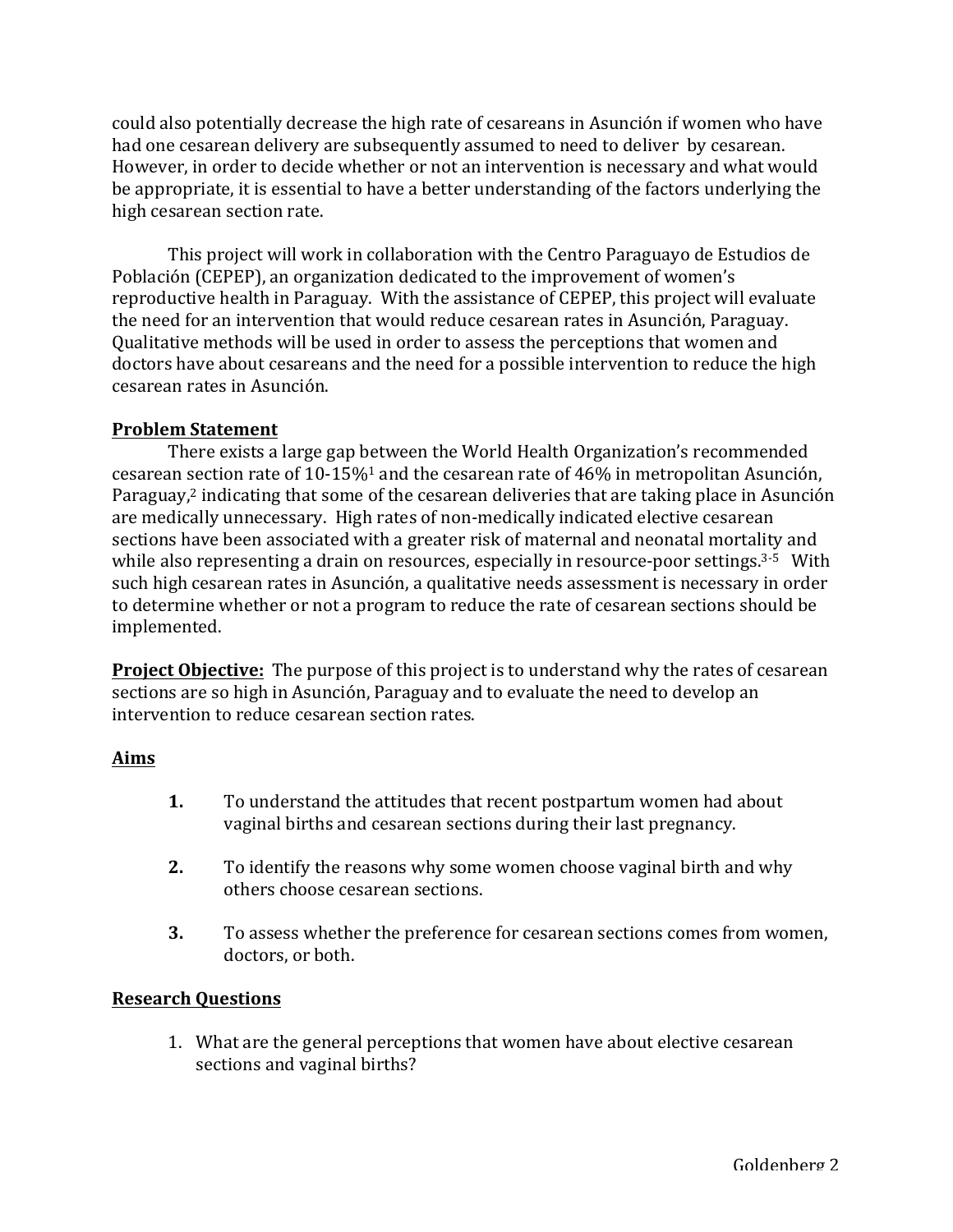could also potentially decrease the high rate of cesareans in Asunción if women who have had one cesarean delivery are subsequently assumed to need to deliver by cesarean. However, in order to decide whether or not an intervention is necessary and what would be appropriate, it is essential to have a better understanding of the factors underlying the high cesarean section rate.

This project will work in collaboration with the Centro Paraguayo de Estudios de Población (CEPEP), an organization dedicated to the improvement of women's reproductive health in Paraguay. With the assistance of CEPEP, this project will evaluate the need for an intervention that would reduce cesarean rates in Asunción, Paraguay. Qualitative methods will be used in order to assess the perceptions that women and doctors have about cesareans and the need for a possible intervention to reduce the high cesarean rates in Asunción.

**Problem Statement**

There exists a large gap between the World Health Organization's recommended cesarean section rate of 10-15%[1] and the cesarean rate of 46% in metropolitan Asunción, Paraguay,[2] indicating that some of the cesarean deliveries that are taking place in Asunción are medically unnecessary. High rates of non-medically indicated elective cesarean sections have been associated with a greater risk of maternal and neonatal mortality and while also representing a drain on resources, especially in resource-poor settings.[3-5] With such high cesarean rates in Asunción, a qualitative needs assessment is necessary in order to determine whether or not a program to reduce the rate of cesarean sections should be implemented.

**Project Objective:** The purpose of this project is to understand why the rates of cesarean sections are so high in Asunción, Paraguay and to evaluate the need to develop an intervention to reduce cesarean section rates.

**Aims**

1. To understand the attitudes that recent postpartum women had about vaginal births and cesarean sections during their last pregnancy.
2. To identify the reasons why some women choose vaginal birth and why others choose cesarean sections.
3. To assess whether the preference for cesarean sections comes from women, doctors, or both.

**Research Questions**

1. What are the general perceptions that women have about elective cesarean sections and vaginal births?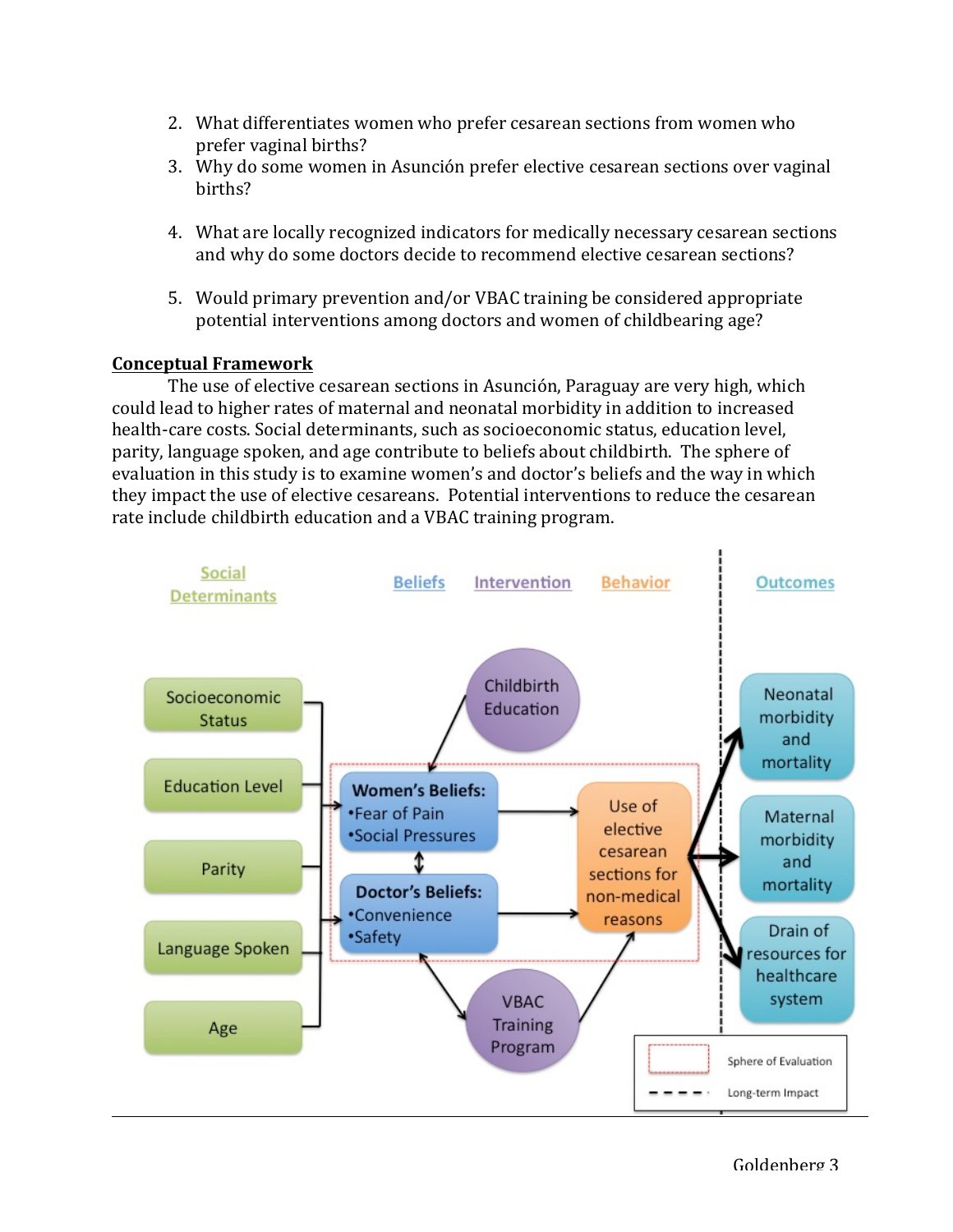2. What differentiates women who prefer cesarean sections from women who prefer vaginal births?
3. Why do some women in Asunción prefer elective cesarean sections over vaginal births?
4. What are locally recognized indicators for medically necessary cesarean sections and why do some doctors decide to recommend elective cesarean sections?
5. Would primary prevention and/or VBAC training be considered appropriate potential interventions among doctors and women of childbearing age?

## Conceptual Framework

The use of elective cesarean sections in Asunción, Paraguay are very high, which could lead to higher rates of maternal and neonatal morbidity in addition to increased health-care costs. Social determinants, such as socioeconomic status, education level, parity, language spoken, and age contribute to beliefs about childbirth. The sphere of evaluation in this study is to examine women's and doctor's beliefs and the way in which they impact the use of elective cesareans. Potential interventions to reduce the cesarean rate include childbirth education and a VBAC training program.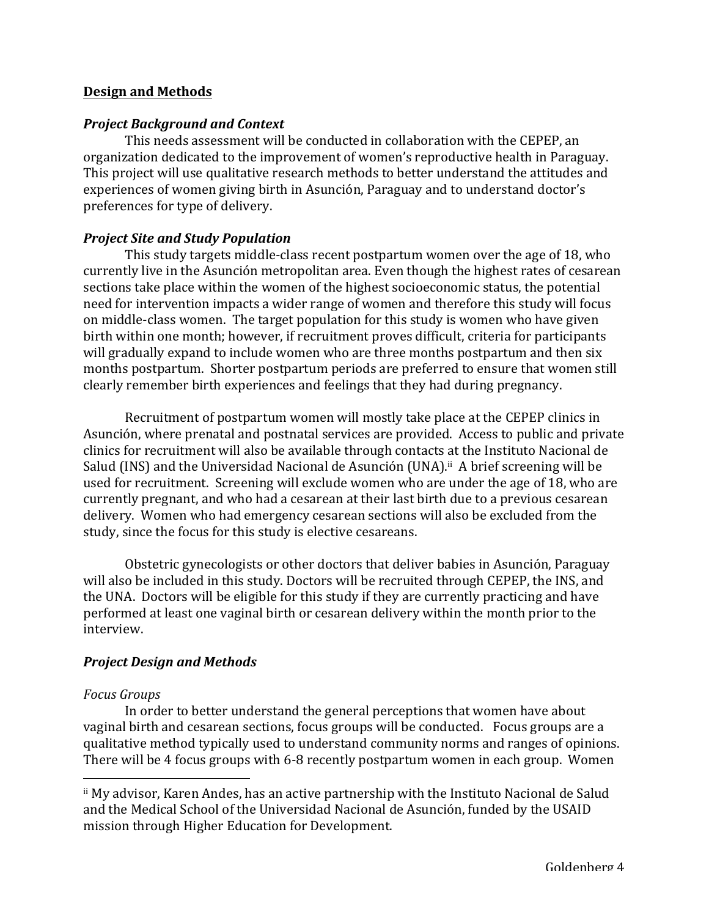## Design and Methods

### *Project Background and Context*

This needs assessment will be conducted in collaboration with the CEPEP, an organization dedicated to the improvement of women's reproductive health in Paraguay. This project will use qualitative research methods to better understand the attitudes and experiences of women giving birth in Asunción, Paraguay and to understand doctor's preferences for type of delivery.

### *Project Site and Study Population*

This study targets middle-class recent postpartum women over the age of 18, who currently live in the Asunción metropolitan area. Even though the highest rates of cesarean sections take place within the women of the highest socioeconomic status, the potential need for intervention impacts a wider range of women and therefore this study will focus on middle-class women. The target population for this study is women who have given birth within one month; however, if recruitment proves difficult, criteria for participants will gradually expand to include women who are three months postpartum and then six months postpartum. Shorter postpartum periods are preferred to ensure that women still clearly remember birth experiences and feelings that they had during pregnancy.

Recruitment of postpartum women will mostly take place at the CEPEP clinics in Asunción, where prenatal and postnatal services are provided. Access to public and private clinics for recruitment will also be available through contacts at the Instituto Nacional de Salud (INS) and the Universidad Nacional de Asunción (UNA).[ii] A brief screening will be used for recruitment. Screening will exclude women who are under the age of 18, who are currently pregnant, and who had a cesarean at their last birth due to a previous cesarean delivery. Women who had emergency cesarean sections will also be excluded from the study, since the focus for this study is elective cesareans.

Obstetric gynecologists or other doctors that deliver babies in Asunción, Paraguay will also be included in this study. Doctors will be recruited through CEPEP, the INS, and the UNA. Doctors will be eligible for this study if they are currently practicing and have performed at least one vaginal birth or cesarean delivery within the month prior to the interview.

### *Project Design and Methods*

*Focus Groups*

In order to better understand the general perceptions that women have about vaginal birth and cesarean sections, focus groups will be conducted. Focus groups are a qualitative method typically used to understand community norms and ranges of opinions. There will be 4 focus groups with 6-8 recently postpartum women in each group. Women

---

[ii] My advisor, Karen Andes, has an active partnership with the Instituto Nacional de Salud and the Medical School of the Universidad Nacional de Asunción, funded by the USAID mission through Higher Education for Development.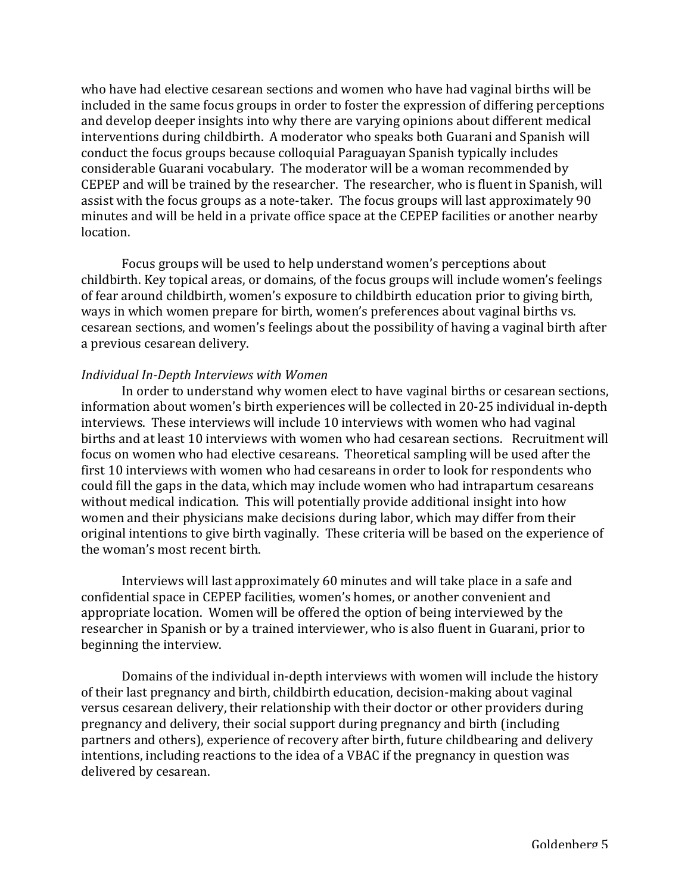who have had elective cesarean sections and women who have had vaginal births will be included in the same focus groups in order to foster the expression of differing perceptions and develop deeper insights into why there are varying opinions about different medical interventions during childbirth. A moderator who speaks both Guarani and Spanish will conduct the focus groups because colloquial Paraguayan Spanish typically includes considerable Guarani vocabulary. The moderator will be a woman recommended by CEPEP and will be trained by the researcher. The researcher, who is fluent in Spanish, will assist with the focus groups as a note-taker. The focus groups will last approximately 90 minutes and will be held in a private office space at the CEPEP facilities or another nearby location.

Focus groups will be used to help understand women's perceptions about childbirth. Key topical areas, or domains, of the focus groups will include women's feelings of fear around childbirth, women's exposure to childbirth education prior to giving birth, ways in which women prepare for birth, women's preferences about vaginal births vs. cesarean sections, and women's feelings about the possibility of having a vaginal birth after a previous cesarean delivery.

*Individual In-Depth Interviews with Women*

In order to understand why women elect to have vaginal births or cesarean sections, information about women's birth experiences will be collected in 20-25 individual in-depth interviews. These interviews will include 10 interviews with women who had vaginal births and at least 10 interviews with women who had cesarean sections. Recruitment will focus on women who had elective cesareans. Theoretical sampling will be used after the first 10 interviews with women who had cesareans in order to look for respondents who could fill the gaps in the data, which may include women who had intrapartum cesareans without medical indication. This will potentially provide additional insight into how women and their physicians make decisions during labor, which may differ from their original intentions to give birth vaginally. These criteria will be based on the experience of the woman's most recent birth.

Interviews will last approximately 60 minutes and will take place in a safe and confidential space in CEPEP facilities, women's homes, or another convenient and appropriate location. Women will be offered the option of being interviewed by the researcher in Spanish or by a trained interviewer, who is also fluent in Guarani, prior to beginning the interview.

Domains of the individual in-depth interviews with women will include the history of their last pregnancy and birth, childbirth education, decision-making about vaginal versus cesarean delivery, their relationship with their doctor or other providers during pregnancy and delivery, their social support during pregnancy and birth (including partners and others), experience of recovery after birth, future childbearing and delivery intentions, including reactions to the idea of a VBAC if the pregnancy in question was delivered by cesarean.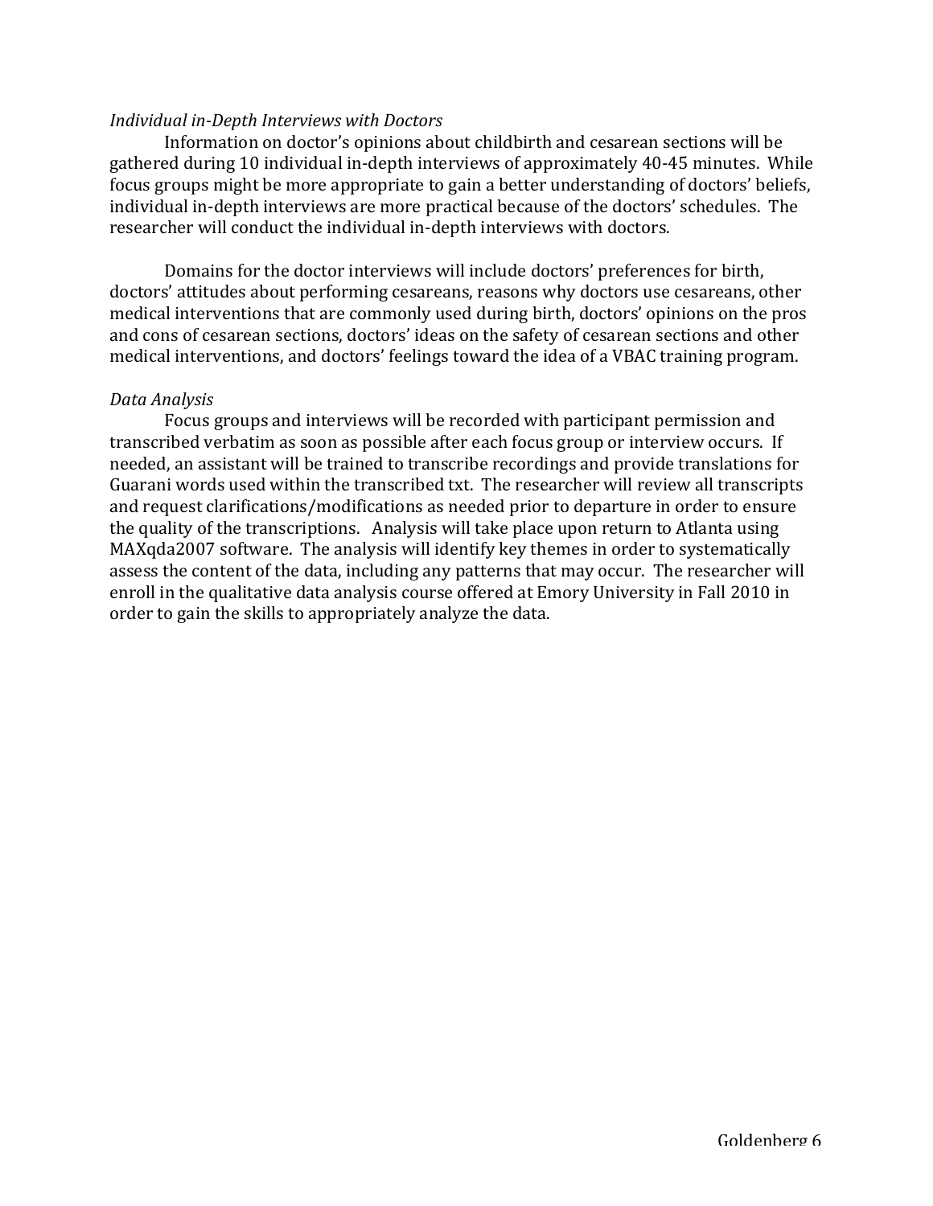*Individual in-Depth Interviews with Doctors*

Information on doctor's opinions about childbirth and cesarean sections will be gathered during 10 individual in-depth interviews of approximately 40-45 minutes. While focus groups might be more appropriate to gain a better understanding of doctors' beliefs, individual in-depth interviews are more practical because of the doctors' schedules. The researcher will conduct the individual in-depth interviews with doctors.

Domains for the doctor interviews will include doctors' preferences for birth, doctors' attitudes about performing cesareans, reasons why doctors use cesareans, other medical interventions that are commonly used during birth, doctors' opinions on the pros and cons of cesarean sections, doctors' ideas on the safety of cesarean sections and other medical interventions, and doctors' feelings toward the idea of a VBAC training program.

*Data Analysis*

Focus groups and interviews will be recorded with participant permission and transcribed verbatim as soon as possible after each focus group or interview occurs. If needed, an assistant will be trained to transcribe recordings and provide translations for Guarani words used within the transcribed txt. The researcher will review all transcripts and request clarifications/modifications as needed prior to departure in order to ensure the quality of the transcriptions. Analysis will take place upon return to Atlanta using MAXqda2007 software. The analysis will identify key themes in order to systematically assess the content of the data, including any patterns that may occur. The researcher will enroll in the qualitative data analysis course offered at Emory University in Fall 2010 in order to gain the skills to appropriately analyze the data.